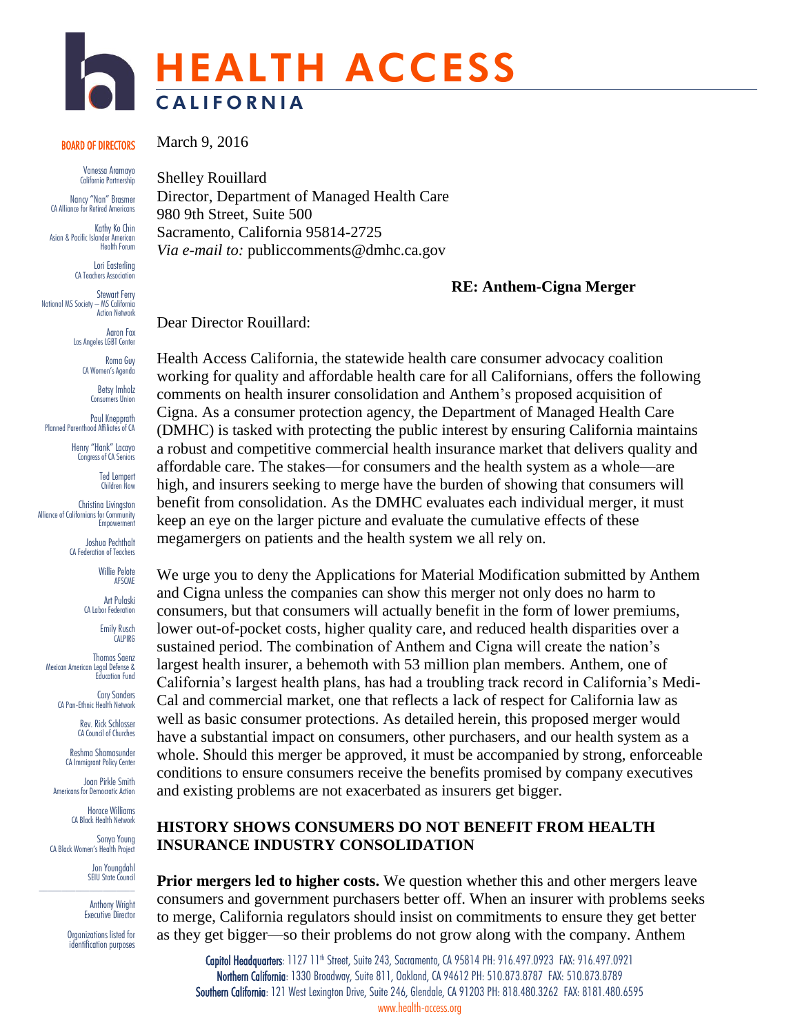# HEALTH ACCESS

## CALIFORNIA

**BOARD OF DIRECTORS**

Vanessa Aramayo
California Partnership

Nancy "Nan" Brasmer
CA Alliance for Retired Americans

Kathy Ko Chin
Asian & Pacific Islander American Health Forum

Lori Easterling
CA Teachers Association

Stewart Ferry
National MS Society – MS California Action Network

Aaron Fox
Los Angeles LGBT Center

Roma Guy
CA Women's Agenda

Betsy Imholz
Consumers Union

Paul Knepprath
Planned Parenthood Affiliates of CA

Henry "Hank" Lacayo
Congress of CA Seniors

Ted Lempert
Children Now

Christina Livingston
Alliance of Californians for Community Empowerment

Joshua Pechthalt
CA Federation of Teachers

Willie Pelote
AFSCME

Art Pulaski
CA Labor Federation

Emily Rusch
CALPIRG

Thomas Saenz
Mexican American Legal Defense & Education Fund

Cary Sanders
CA Pan-Ethnic Health Network

Rev. Rick Schlosser
CA Council of Churches

Reshma Shamasunder
CA Immigrant Policy Center

Joan Pirkle Smith
Americans for Democratic Action

Horace Williams
CA Black Health Network

Sonya Young
CA Black Women's Health Project

Jon Youngdahl
SEIU State Council

---

Anthony Wright
Executive Director

Organizations listed for identification purposes

March 9, 2016

Shelley Rouillard
Director, Department of Managed Health Care
980 9th Street, Suite 500
Sacramento, California 95814-2725
*Via e-mail to:* publiccomments@dmhc.ca.gov

**RE: Anthem-Cigna Merger**

Dear Director Rouillard:

Health Access California, the statewide health care consumer advocacy coalition working for quality and affordable health care for all Californians, offers the following comments on health insurer consolidation and Anthem's proposed acquisition of Cigna. As a consumer protection agency, the Department of Managed Health Care (DMHC) is tasked with protecting the public interest by ensuring California maintains a robust and competitive commercial health insurance market that delivers quality and affordable care. The stakes—for consumers and the health system as a whole—are high, and insurers seeking to merge have the burden of showing that consumers will benefit from consolidation. As the DMHC evaluates each individual merger, it must keep an eye on the larger picture and evaluate the cumulative effects of these megamergers on patients and the health system we all rely on.

We urge you to deny the Applications for Material Modification submitted by Anthem and Cigna unless the companies can show this merger not only does no harm to consumers, but that consumers will actually benefit in the form of lower premiums, lower out-of-pocket costs, higher quality care, and reduced health disparities over a sustained period. The combination of Anthem and Cigna will create the nation's largest health insurer, a behemoth with 53 million plan members. Anthem, one of California's largest health plans, has had a troubling track record in California's Medi-Cal and commercial market, one that reflects a lack of respect for California law as well as basic consumer protections. As detailed herein, this proposed merger would have a substantial impact on consumers, other purchasers, and our health system as a whole. Should this merger be approved, it must be accompanied by strong, enforceable conditions to ensure consumers receive the benefits promised by company executives and existing problems are not exacerbated as insurers get bigger.

## HISTORY SHOWS CONSUMERS DO NOT BENEFIT FROM HEALTH INSURANCE INDUSTRY CONSOLIDATION

**Prior mergers led to higher costs.** We question whether this and other mergers leave consumers and government purchasers better off. When an insurer with problems seeks to merge, California regulators should insist on commitments to ensure they get better as they get bigger—so their problems do not grow along with the company. Anthem

**Capitol Headquarters**: 1127 11th Street, Suite 243, Sacramento, CA 95814 PH: 916.497.0923 FAX: 916.497.0921
**Northern California**: 1330 Broadway, Suite 811, Oakland, CA 94612 PH: 510.873.8787 FAX: 510.873.8789
**Southern California**: 121 West Lexington Drive, Suite 246, Glendale, CA 91203 PH: 818.480.3262 FAX: 8181.480.6595
www.health-access.org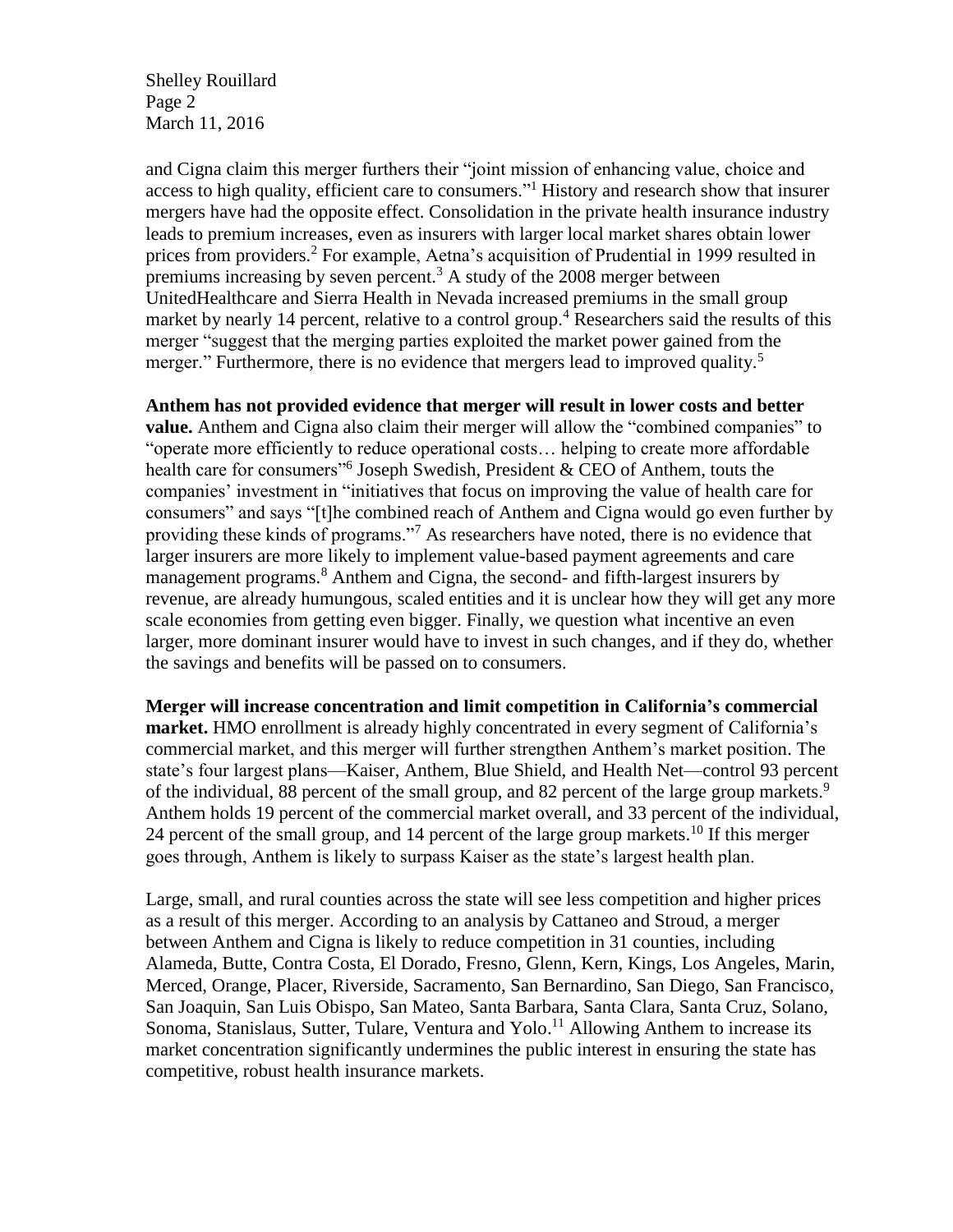and Cigna claim this merger furthers their "joint mission of enhancing value, choice and access to high quality, efficient care to consumers."[1] History and research show that insurer mergers have had the opposite effect. Consolidation in the private health insurance industry leads to premium increases, even as insurers with larger local market shares obtain lower prices from providers.[2] For example, Aetna's acquisition of Prudential in 1999 resulted in premiums increasing by seven percent.[3] A study of the 2008 merger between UnitedHealthcare and Sierra Health in Nevada increased premiums in the small group market by nearly 14 percent, relative to a control group.[4] Researchers said the results of this merger "suggest that the merging parties exploited the market power gained from the merger." Furthermore, there is no evidence that mergers lead to improved quality.[5]

**Anthem has not provided evidence that merger will result in lower costs and better value.** Anthem and Cigna also claim their merger will allow the "combined companies" to "operate more efficiently to reduce operational costs… helping to create more affordable health care for consumers"[6] Joseph Swedish, President & CEO of Anthem, touts the companies' investment in "initiatives that focus on improving the value of health care for consumers" and says "[t]he combined reach of Anthem and Cigna would go even further by providing these kinds of programs."[7] As researchers have noted, there is no evidence that larger insurers are more likely to implement value-based payment agreements and care management programs.[8] Anthem and Cigna, the second- and fifth-largest insurers by revenue, are already humungous, scaled entities and it is unclear how they will get any more scale economies from getting even bigger. Finally, we question what incentive an even larger, more dominant insurer would have to invest in such changes, and if they do, whether the savings and benefits will be passed on to consumers.

**Merger will increase concentration and limit competition in California's commercial market.** HMO enrollment is already highly concentrated in every segment of California's commercial market, and this merger will further strengthen Anthem's market position. The state's four largest plans—Kaiser, Anthem, Blue Shield, and Health Net—control 93 percent of the individual, 88 percent of the small group, and 82 percent of the large group markets.[9] Anthem holds 19 percent of the commercial market overall, and 33 percent of the individual, 24 percent of the small group, and 14 percent of the large group markets.[10] If this merger goes through, Anthem is likely to surpass Kaiser as the state's largest health plan.

Large, small, and rural counties across the state will see less competition and higher prices as a result of this merger. According to an analysis by Cattaneo and Stroud, a merger between Anthem and Cigna is likely to reduce competition in 31 counties, including Alameda, Butte, Contra Costa, El Dorado, Fresno, Glenn, Kern, Kings, Los Angeles, Marin, Merced, Orange, Placer, Riverside, Sacramento, San Bernardino, San Diego, San Francisco, San Joaquin, San Luis Obispo, San Mateo, Santa Barbara, Santa Clara, Santa Cruz, Solano, Sonoma, Stanislaus, Sutter, Tulare, Ventura and Yolo.[11] Allowing Anthem to increase its market concentration significantly undermines the public interest in ensuring the state has competitive, robust health insurance markets.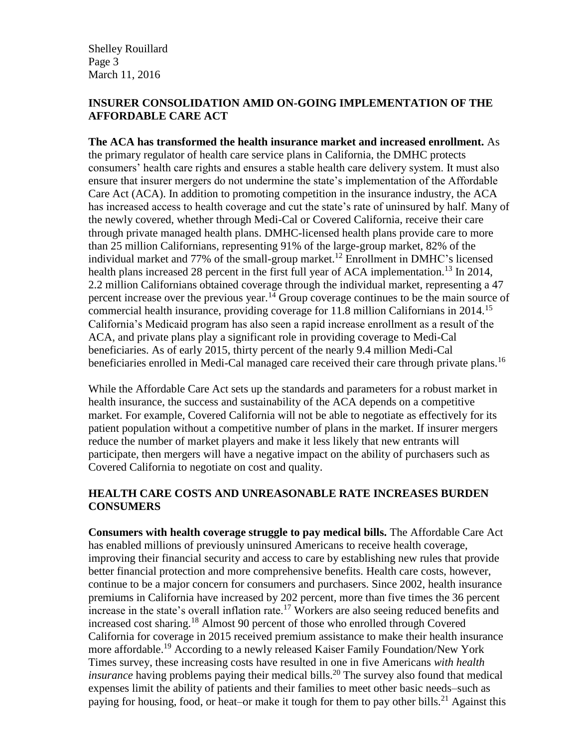## INSURER CONSOLIDATION AMID ON-GOING IMPLEMENTATION OF THE AFFORDABLE CARE ACT

**The ACA has transformed the health insurance market and increased enrollment.** As the primary regulator of health care service plans in California, the DMHC protects consumers' health care rights and ensures a stable health care delivery system. It must also ensure that insurer mergers do not undermine the state's implementation of the Affordable Care Act (ACA). In addition to promoting competition in the insurance industry, the ACA has increased access to health coverage and cut the state's rate of uninsured by half. Many of the newly covered, whether through Medi-Cal or Covered California, receive their care through private managed health plans. DMHC-licensed health plans provide care to more than 25 million Californians, representing 91% of the large-group market, 82% of the individual market and 77% of the small-group market.[12] Enrollment in DMHC's licensed health plans increased 28 percent in the first full year of ACA implementation.[13] In 2014, 2.2 million Californians obtained coverage through the individual market, representing a 47 percent increase over the previous year.[14] Group coverage continues to be the main source of commercial health insurance, providing coverage for 11.8 million Californians in 2014.[15] California's Medicaid program has also seen a rapid increase enrollment as a result of the ACA, and private plans play a significant role in providing coverage to Medi-Cal beneficiaries. As of early 2015, thirty percent of the nearly 9.4 million Medi-Cal beneficiaries enrolled in Medi-Cal managed care received their care through private plans.[16]

While the Affordable Care Act sets up the standards and parameters for a robust market in health insurance, the success and sustainability of the ACA depends on a competitive market. For example, Covered California will not be able to negotiate as effectively for its patient population without a competitive number of plans in the market. If insurer mergers reduce the number of market players and make it less likely that new entrants will participate, then mergers will have a negative impact on the ability of purchasers such as Covered California to negotiate on cost and quality.

## HEALTH CARE COSTS AND UNREASONABLE RATE INCREASES BURDEN CONSUMERS

**Consumers with health coverage struggle to pay medical bills.** The Affordable Care Act has enabled millions of previously uninsured Americans to receive health coverage, improving their financial security and access to care by establishing new rules that provide better financial protection and more comprehensive benefits. Health care costs, however, continue to be a major concern for consumers and purchasers. Since 2002, health insurance premiums in California have increased by 202 percent, more than five times the 36 percent increase in the state's overall inflation rate.[17] Workers are also seeing reduced benefits and increased cost sharing.[18] Almost 90 percent of those who enrolled through Covered California for coverage in 2015 received premium assistance to make their health insurance more affordable.[19] According to a newly released Kaiser Family Foundation/New York Times survey, these increasing costs have resulted in one in five Americans *with health insurance* having problems paying their medical bills.[20] The survey also found that medical expenses limit the ability of patients and their families to meet other basic needs–such as paying for housing, food, or heat–or make it tough for them to pay other bills.[21] Against this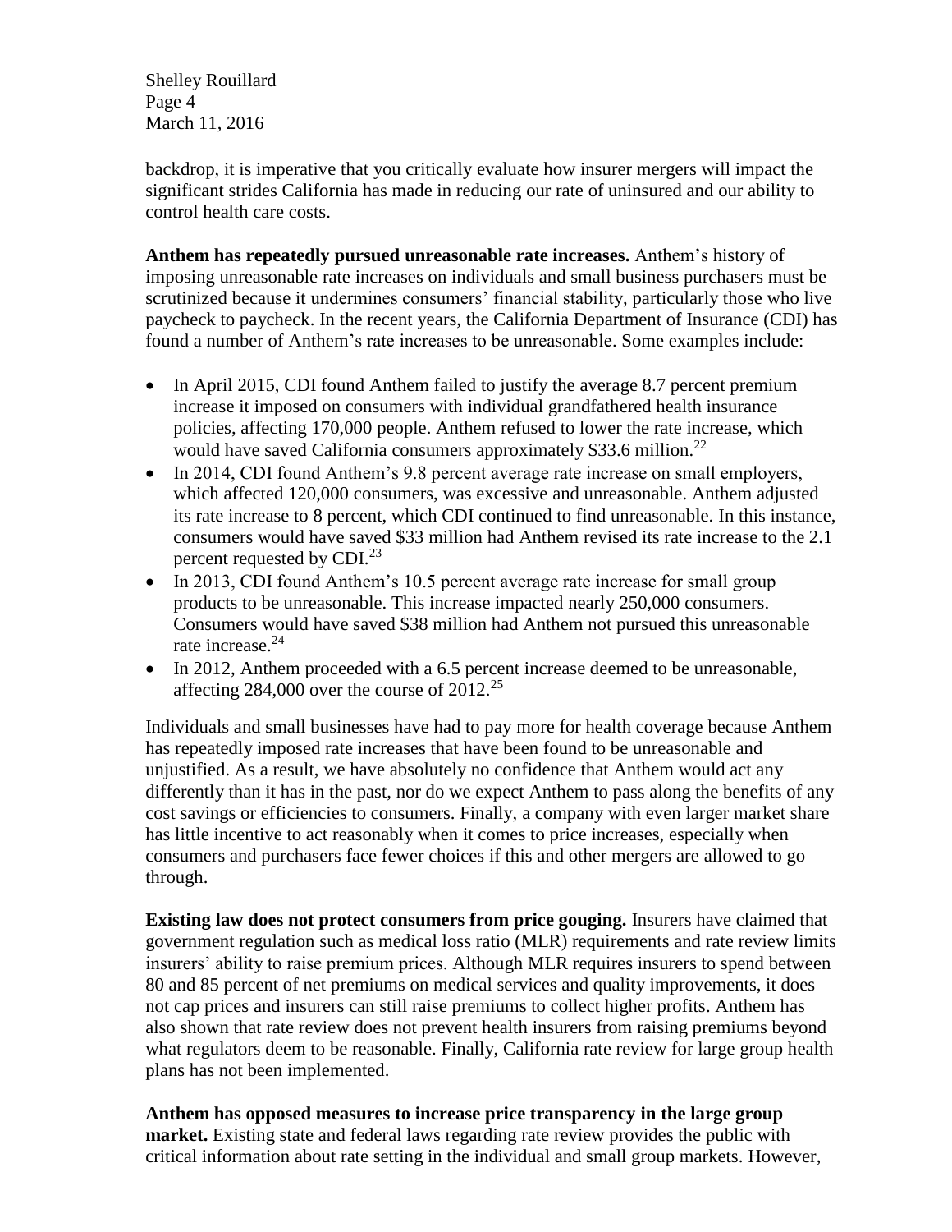backdrop, it is imperative that you critically evaluate how insurer mergers will impact the significant strides California has made in reducing our rate of uninsured and our ability to control health care costs.

**Anthem has repeatedly pursued unreasonable rate increases.** Anthem's history of imposing unreasonable rate increases on individuals and small business purchasers must be scrutinized because it undermines consumers' financial stability, particularly those who live paycheck to paycheck. In the recent years, the California Department of Insurance (CDI) has found a number of Anthem's rate increases to be unreasonable. Some examples include:

- In April 2015, CDI found Anthem failed to justify the average 8.7 percent premium increase it imposed on consumers with individual grandfathered health insurance policies, affecting 170,000 people. Anthem refused to lower the rate increase, which would have saved California consumers approximately $33.6 million.[22]
- In 2014, CDI found Anthem's 9.8 percent average rate increase on small employers, which affected 120,000 consumers, was excessive and unreasonable. Anthem adjusted its rate increase to 8 percent, which CDI continued to find unreasonable. In this instance, consumers would have saved $33 million had Anthem revised its rate increase to the 2.1 percent requested by CDI.[23]
- In 2013, CDI found Anthem's 10.5 percent average rate increase for small group products to be unreasonable. This increase impacted nearly 250,000 consumers. Consumers would have saved $38 million had Anthem not pursued this unreasonable rate increase.[24]
- In 2012, Anthem proceeded with a 6.5 percent increase deemed to be unreasonable, affecting 284,000 over the course of 2012.[25]

Individuals and small businesses have had to pay more for health coverage because Anthem has repeatedly imposed rate increases that have been found to be unreasonable and unjustified. As a result, we have absolutely no confidence that Anthem would act any differently than it has in the past, nor do we expect Anthem to pass along the benefits of any cost savings or efficiencies to consumers. Finally, a company with even larger market share has little incentive to act reasonably when it comes to price increases, especially when consumers and purchasers face fewer choices if this and other mergers are allowed to go through.

**Existing law does not protect consumers from price gouging.** Insurers have claimed that government regulation such as medical loss ratio (MLR) requirements and rate review limits insurers' ability to raise premium prices. Although MLR requires insurers to spend between 80 and 85 percent of net premiums on medical services and quality improvements, it does not cap prices and insurers can still raise premiums to collect higher profits. Anthem has also shown that rate review does not prevent health insurers from raising premiums beyond what regulators deem to be reasonable. Finally, California rate review for large group health plans has not been implemented.

**Anthem has opposed measures to increase price transparency in the large group market.** Existing state and federal laws regarding rate review provides the public with critical information about rate setting in the individual and small group markets. However,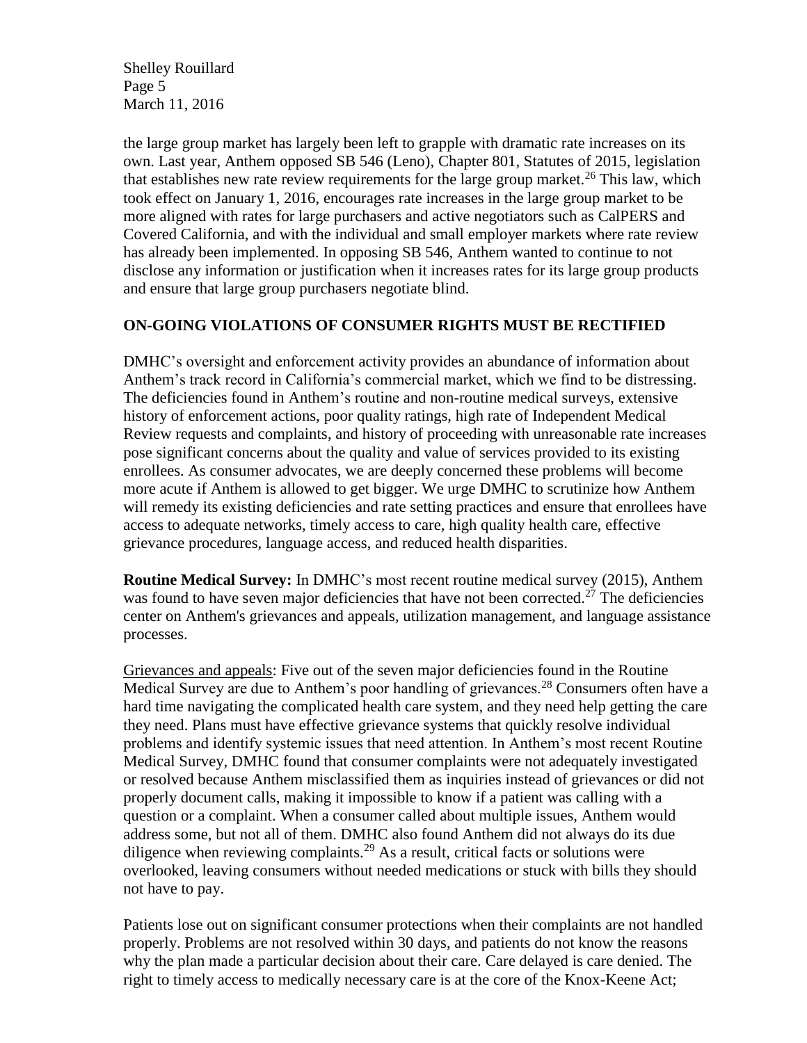the large group market has largely been left to grapple with dramatic rate increases on its own. Last year, Anthem opposed SB 546 (Leno), Chapter 801, Statutes of 2015, legislation that establishes new rate review requirements for the large group market.[26] This law, which took effect on January 1, 2016, encourages rate increases in the large group market to be more aligned with rates for large purchasers and active negotiators such as CalPERS and Covered California, and with the individual and small employer markets where rate review has already been implemented. In opposing SB 546, Anthem wanted to continue to not disclose any information or justification when it increases rates for its large group products and ensure that large group purchasers negotiate blind.

## ON-GOING VIOLATIONS OF CONSUMER RIGHTS MUST BE RECTIFIED

DMHC's oversight and enforcement activity provides an abundance of information about Anthem's track record in California's commercial market, which we find to be distressing. The deficiencies found in Anthem's routine and non-routine medical surveys, extensive history of enforcement actions, poor quality ratings, high rate of Independent Medical Review requests and complaints, and history of proceeding with unreasonable rate increases pose significant concerns about the quality and value of services provided to its existing enrollees. As consumer advocates, we are deeply concerned these problems will become more acute if Anthem is allowed to get bigger. We urge DMHC to scrutinize how Anthem will remedy its existing deficiencies and rate setting practices and ensure that enrollees have access to adequate networks, timely access to care, high quality health care, effective grievance procedures, language access, and reduced health disparities.

**Routine Medical Survey:** In DMHC's most recent routine medical survey (2015), Anthem was found to have seven major deficiencies that have not been corrected.[27] The deficiencies center on Anthem's grievances and appeals, utilization management, and language assistance processes.

Grievances and appeals: Five out of the seven major deficiencies found in the Routine Medical Survey are due to Anthem's poor handling of grievances.[28] Consumers often have a hard time navigating the complicated health care system, and they need help getting the care they need. Plans must have effective grievance systems that quickly resolve individual problems and identify systemic issues that need attention. In Anthem's most recent Routine Medical Survey, DMHC found that consumer complaints were not adequately investigated or resolved because Anthem misclassified them as inquiries instead of grievances or did not properly document calls, making it impossible to know if a patient was calling with a question or a complaint. When a consumer called about multiple issues, Anthem would address some, but not all of them. DMHC also found Anthem did not always do its due diligence when reviewing complaints.[29] As a result, critical facts or solutions were overlooked, leaving consumers without needed medications or stuck with bills they should not have to pay.

Patients lose out on significant consumer protections when their complaints are not handled properly. Problems are not resolved within 30 days, and patients do not know the reasons why the plan made a particular decision about their care. Care delayed is care denied. The right to timely access to medically necessary care is at the core of the Knox-Keene Act;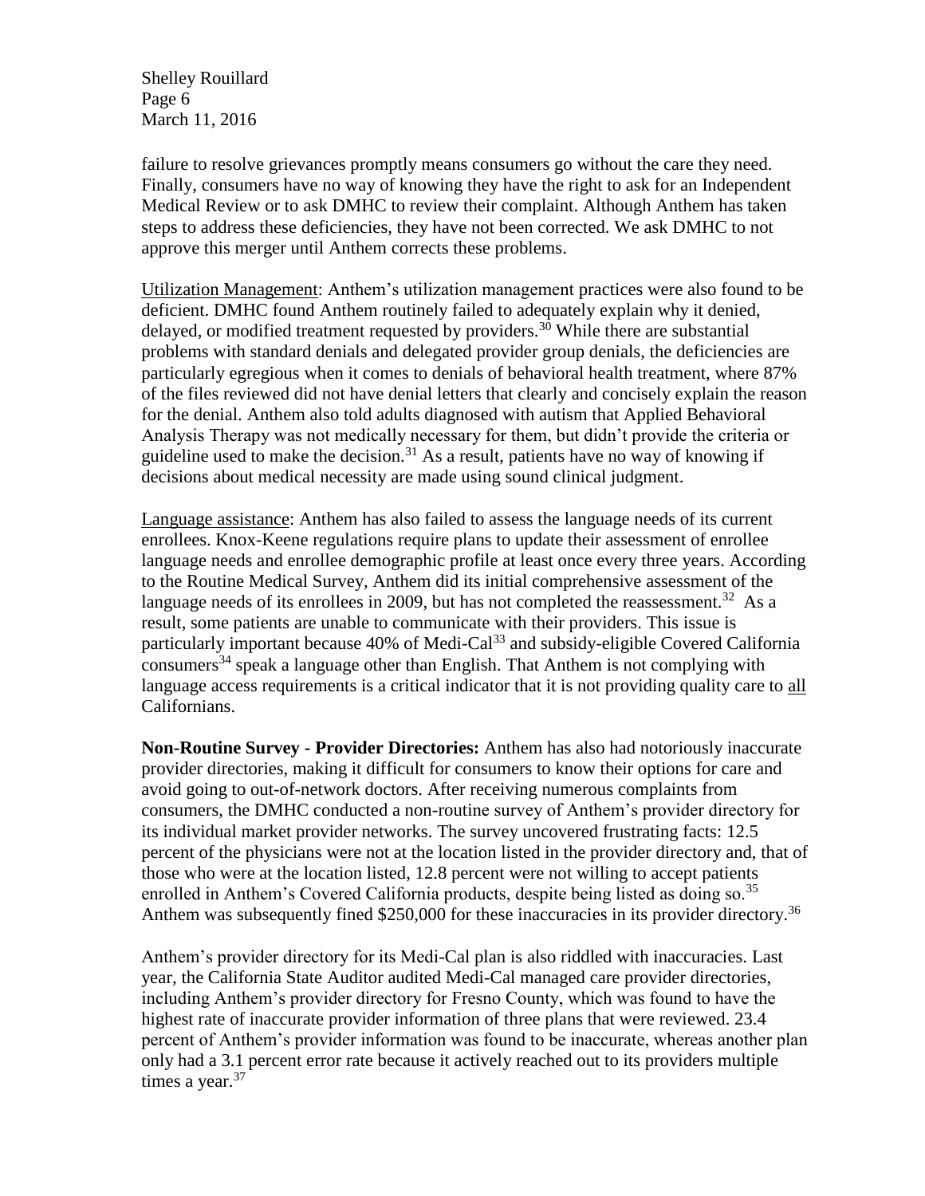failure to resolve grievances promptly means consumers go without the care they need. Finally, consumers have no way of knowing they have the right to ask for an Independent Medical Review or to ask DMHC to review their complaint. Although Anthem has taken steps to address these deficiencies, they have not been corrected. We ask DMHC to not approve this merger until Anthem corrects these problems.

Utilization Management: Anthem's utilization management practices were also found to be deficient. DMHC found Anthem routinely failed to adequately explain why it denied, delayed, or modified treatment requested by providers.[30] While there are substantial problems with standard denials and delegated provider group denials, the deficiencies are particularly egregious when it comes to denials of behavioral health treatment, where 87% of the files reviewed did not have denial letters that clearly and concisely explain the reason for the denial. Anthem also told adults diagnosed with autism that Applied Behavioral Analysis Therapy was not medically necessary for them, but didn't provide the criteria or guideline used to make the decision.[31] As a result, patients have no way of knowing if decisions about medical necessity are made using sound clinical judgment.

Language assistance: Anthem has also failed to assess the language needs of its current enrollees. Knox-Keene regulations require plans to update their assessment of enrollee language needs and enrollee demographic profile at least once every three years. According to the Routine Medical Survey, Anthem did its initial comprehensive assessment of the language needs of its enrollees in 2009, but has not completed the reassessment.[32] As a result, some patients are unable to communicate with their providers. This issue is particularly important because 40% of Medi-Cal[33] and subsidy-eligible Covered California consumers[34] speak a language other than English. That Anthem is not complying with language access requirements is a critical indicator that it is not providing quality care to all Californians.

**Non-Routine Survey - Provider Directories:** Anthem has also had notoriously inaccurate provider directories, making it difficult for consumers to know their options for care and avoid going to out-of-network doctors. After receiving numerous complaints from consumers, the DMHC conducted a non-routine survey of Anthem's provider directory for its individual market provider networks. The survey uncovered frustrating facts: 12.5 percent of the physicians were not at the location listed in the provider directory and, that of those who were at the location listed, 12.8 percent were not willing to accept patients enrolled in Anthem's Covered California products, despite being listed as doing so.[35] Anthem was subsequently fined $250,000 for these inaccuracies in its provider directory.[36]

Anthem's provider directory for its Medi-Cal plan is also riddled with inaccuracies. Last year, the California State Auditor audited Medi-Cal managed care provider directories, including Anthem's provider directory for Fresno County, which was found to have the highest rate of inaccurate provider information of three plans that were reviewed. 23.4 percent of Anthem's provider information was found to be inaccurate, whereas another plan only had a 3.1 percent error rate because it actively reached out to its providers multiple times a year.[37]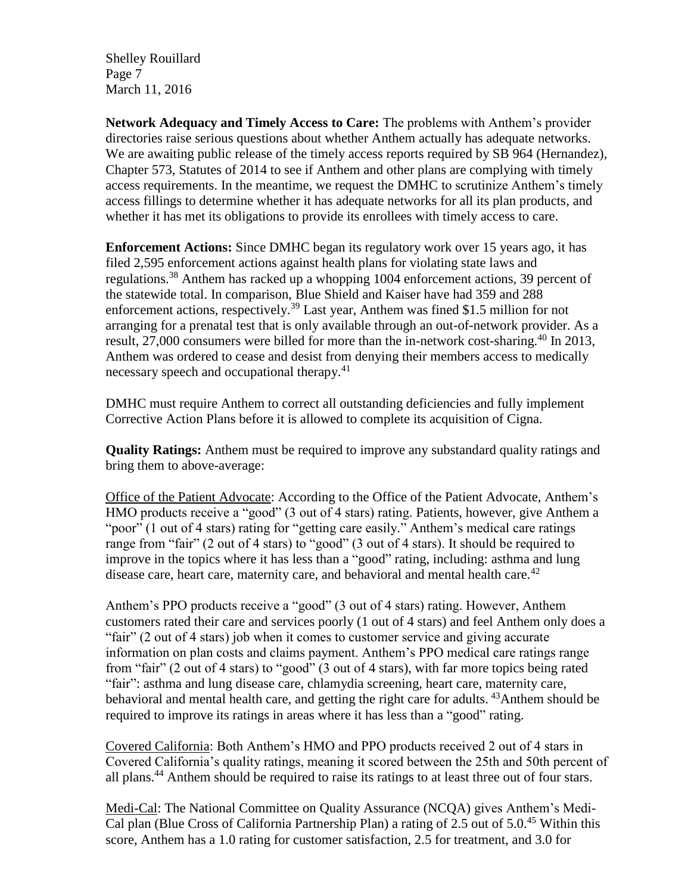**Network Adequacy and Timely Access to Care:** The problems with Anthem's provider directories raise serious questions about whether Anthem actually has adequate networks. We are awaiting public release of the timely access reports required by SB 964 (Hernandez), Chapter 573, Statutes of 2014 to see if Anthem and other plans are complying with timely access requirements. In the meantime, we request the DMHC to scrutinize Anthem's timely access fillings to determine whether it has adequate networks for all its plan products, and whether it has met its obligations to provide its enrollees with timely access to care.

**Enforcement Actions:** Since DMHC began its regulatory work over 15 years ago, it has filed 2,595 enforcement actions against health plans for violating state laws and regulations.[38] Anthem has racked up a whopping 1004 enforcement actions, 39 percent of the statewide total. In comparison, Blue Shield and Kaiser have had 359 and 288 enforcement actions, respectively.[39] Last year, Anthem was fined $1.5 million for not arranging for a prenatal test that is only available through an out-of-network provider. As a result, 27,000 consumers were billed for more than the in-network cost-sharing.[40] In 2013, Anthem was ordered to cease and desist from denying their members access to medically necessary speech and occupational therapy.[41]

DMHC must require Anthem to correct all outstanding deficiencies and fully implement Corrective Action Plans before it is allowed to complete its acquisition of Cigna.

**Quality Ratings:** Anthem must be required to improve any substandard quality ratings and bring them to above-average:

<u>Office of the Patient Advocate</u>: According to the Office of the Patient Advocate, Anthem's HMO products receive a "good" (3 out of 4 stars) rating. Patients, however, give Anthem a "poor" (1 out of 4 stars) rating for "getting care easily." Anthem's medical care ratings range from "fair" (2 out of 4 stars) to "good" (3 out of 4 stars). It should be required to improve in the topics where it has less than a "good" rating, including: asthma and lung disease care, heart care, maternity care, and behavioral and mental health care.[42]

Anthem's PPO products receive a "good" (3 out of 4 stars) rating. However, Anthem customers rated their care and services poorly (1 out of 4 stars) and feel Anthem only does a "fair" (2 out of 4 stars) job when it comes to customer service and giving accurate information on plan costs and claims payment. Anthem's PPO medical care ratings range from "fair" (2 out of 4 stars) to "good" (3 out of 4 stars), with far more topics being rated "fair": asthma and lung disease care, chlamydia screening, heart care, maternity care, behavioral and mental health care, and getting the right care for adults. [43]Anthem should be required to improve its ratings in areas where it has less than a "good" rating.

<u>Covered California</u>: Both Anthem's HMO and PPO products received 2 out of 4 stars in Covered California's quality ratings, meaning it scored between the 25th and 50th percent of all plans.[44] Anthem should be required to raise its ratings to at least three out of four stars.

<u>Medi-Cal</u>: The National Committee on Quality Assurance (NCQA) gives Anthem's Medi-Cal plan (Blue Cross of California Partnership Plan) a rating of 2.5 out of 5.0.[45] Within this score, Anthem has a 1.0 rating for customer satisfaction, 2.5 for treatment, and 3.0 for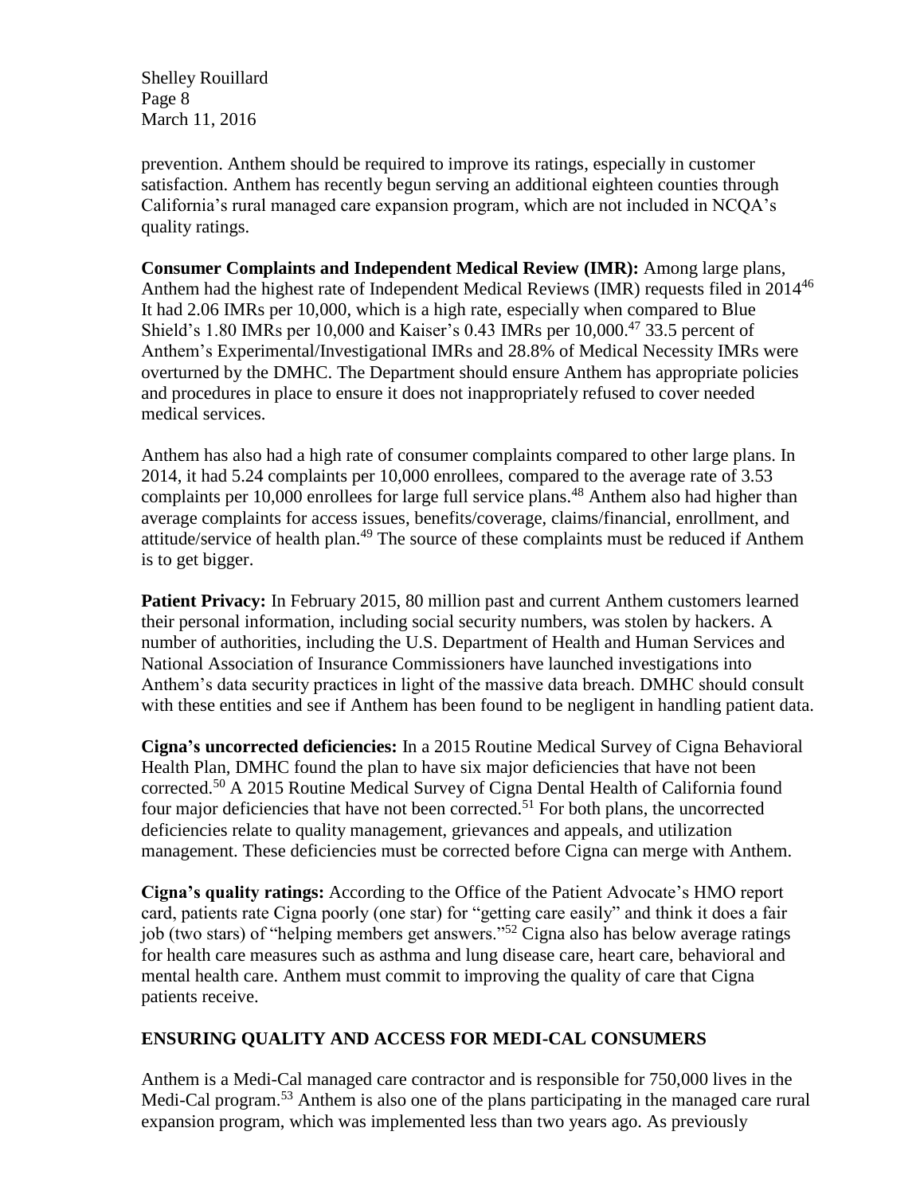prevention. Anthem should be required to improve its ratings, especially in customer satisfaction. Anthem has recently begun serving an additional eighteen counties through California's rural managed care expansion program, which are not included in NCQA's quality ratings.

**Consumer Complaints and Independent Medical Review (IMR):** Among large plans, Anthem had the highest rate of Independent Medical Reviews (IMR) requests filed in 2014[46] It had 2.06 IMRs per 10,000, which is a high rate, especially when compared to Blue Shield's 1.80 IMRs per 10,000 and Kaiser's 0.43 IMRs per 10,000.[47] 33.5 percent of Anthem's Experimental/Investigational IMRs and 28.8% of Medical Necessity IMRs were overturned by the DMHC. The Department should ensure Anthem has appropriate policies and procedures in place to ensure it does not inappropriately refused to cover needed medical services.

Anthem has also had a high rate of consumer complaints compared to other large plans. In 2014, it had 5.24 complaints per 10,000 enrollees, compared to the average rate of 3.53 complaints per 10,000 enrollees for large full service plans.[48] Anthem also had higher than average complaints for access issues, benefits/coverage, claims/financial, enrollment, and attitude/service of health plan.[49] The source of these complaints must be reduced if Anthem is to get bigger.

**Patient Privacy:** In February 2015, 80 million past and current Anthem customers learned their personal information, including social security numbers, was stolen by hackers. A number of authorities, including the U.S. Department of Health and Human Services and National Association of Insurance Commissioners have launched investigations into Anthem's data security practices in light of the massive data breach. DMHC should consult with these entities and see if Anthem has been found to be negligent in handling patient data.

**Cigna's uncorrected deficiencies:** In a 2015 Routine Medical Survey of Cigna Behavioral Health Plan, DMHC found the plan to have six major deficiencies that have not been corrected.[50] A 2015 Routine Medical Survey of Cigna Dental Health of California found four major deficiencies that have not been corrected.[51] For both plans, the uncorrected deficiencies relate to quality management, grievances and appeals, and utilization management. These deficiencies must be corrected before Cigna can merge with Anthem.

**Cigna's quality ratings:** According to the Office of the Patient Advocate's HMO report card, patients rate Cigna poorly (one star) for "getting care easily" and think it does a fair job (two stars) of "helping members get answers."[52] Cigna also has below average ratings for health care measures such as asthma and lung disease care, heart care, behavioral and mental health care. Anthem must commit to improving the quality of care that Cigna patients receive.

## ENSURING QUALITY AND ACCESS FOR MEDI-CAL CONSUMERS

Anthem is a Medi-Cal managed care contractor and is responsible for 750,000 lives in the Medi-Cal program.[53] Anthem is also one of the plans participating in the managed care rural expansion program, which was implemented less than two years ago. As previously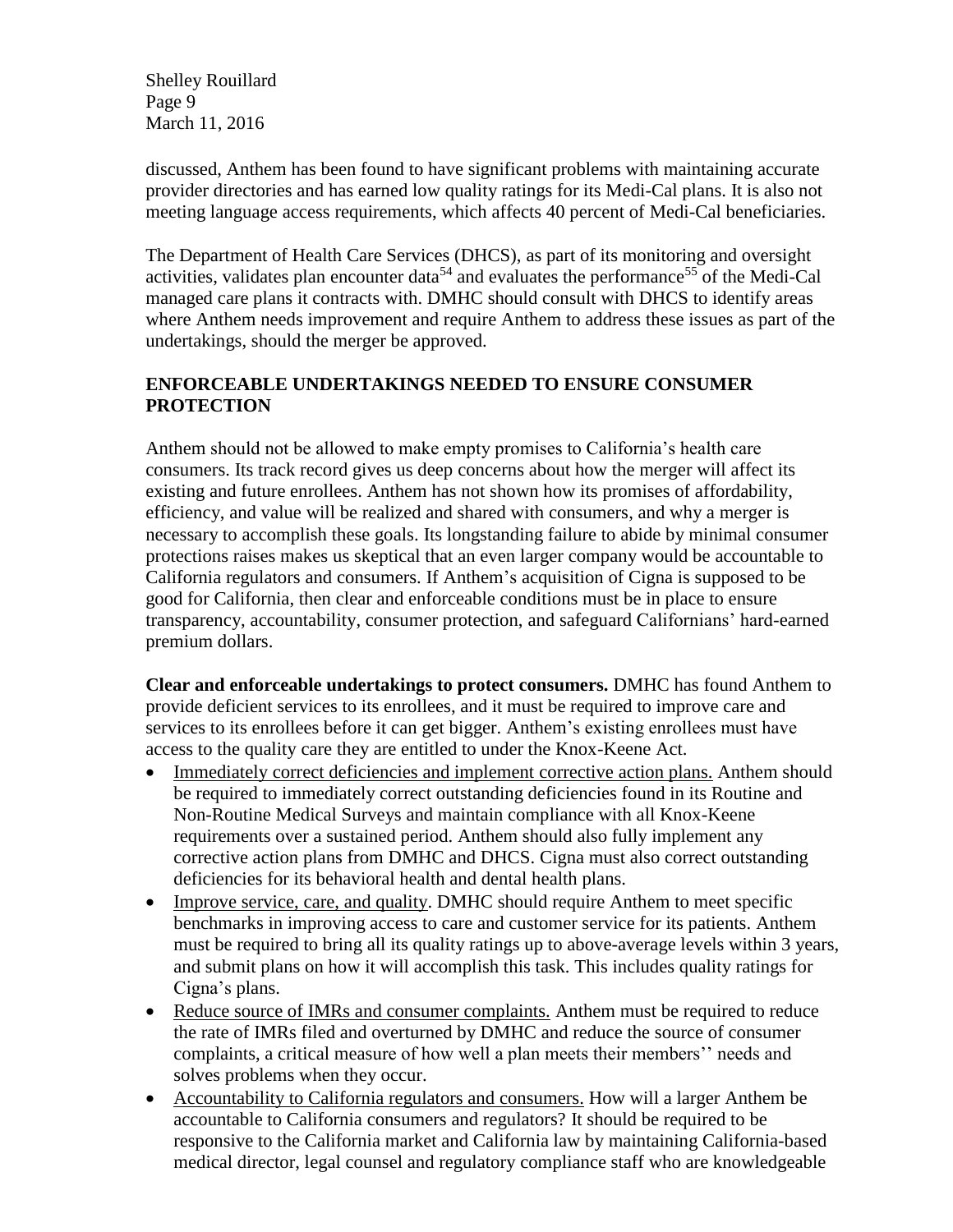discussed, Anthem has been found to have significant problems with maintaining accurate provider directories and has earned low quality ratings for its Medi-Cal plans. It is also not meeting language access requirements, which affects 40 percent of Medi-Cal beneficiaries.

The Department of Health Care Services (DHCS), as part of its monitoring and oversight activities, validates plan encounter data[54] and evaluates the performance[55] of the Medi-Cal managed care plans it contracts with. DMHC should consult with DHCS to identify areas where Anthem needs improvement and require Anthem to address these issues as part of the undertakings, should the merger be approved.

## ENFORCEABLE UNDERTAKINGS NEEDED TO ENSURE CONSUMER PROTECTION

Anthem should not be allowed to make empty promises to California's health care consumers. Its track record gives us deep concerns about how the merger will affect its existing and future enrollees. Anthem has not shown how its promises of affordability, efficiency, and value will be realized and shared with consumers, and why a merger is necessary to accomplish these goals. Its longstanding failure to abide by minimal consumer protections raises makes us skeptical that an even larger company would be accountable to California regulators and consumers. If Anthem's acquisition of Cigna is supposed to be good for California, then clear and enforceable conditions must be in place to ensure transparency, accountability, consumer protection, and safeguard Californians' hard-earned premium dollars.

**Clear and enforceable undertakings to protect consumers.** DMHC has found Anthem to provide deficient services to its enrollees, and it must be required to improve care and services to its enrollees before it can get bigger. Anthem's existing enrollees must have access to the quality care they are entitled to under the Knox-Keene Act.

- Immediately correct deficiencies and implement corrective action plans. Anthem should be required to immediately correct outstanding deficiencies found in its Routine and Non-Routine Medical Surveys and maintain compliance with all Knox-Keene requirements over a sustained period. Anthem should also fully implement any corrective action plans from DMHC and DHCS. Cigna must also correct outstanding deficiencies for its behavioral health and dental health plans.
- Improve service, care, and quality. DMHC should require Anthem to meet specific benchmarks in improving access to care and customer service for its patients. Anthem must be required to bring all its quality ratings up to above-average levels within 3 years, and submit plans on how it will accomplish this task. This includes quality ratings for Cigna's plans.
- Reduce source of IMRs and consumer complaints. Anthem must be required to reduce the rate of IMRs filed and overturned by DMHC and reduce the source of consumer complaints, a critical measure of how well a plan meets their members'' needs and solves problems when they occur.
- Accountability to California regulators and consumers. How will a larger Anthem be accountable to California consumers and regulators? It should be required to be responsive to the California market and California law by maintaining California-based medical director, legal counsel and regulatory compliance staff who are knowledgeable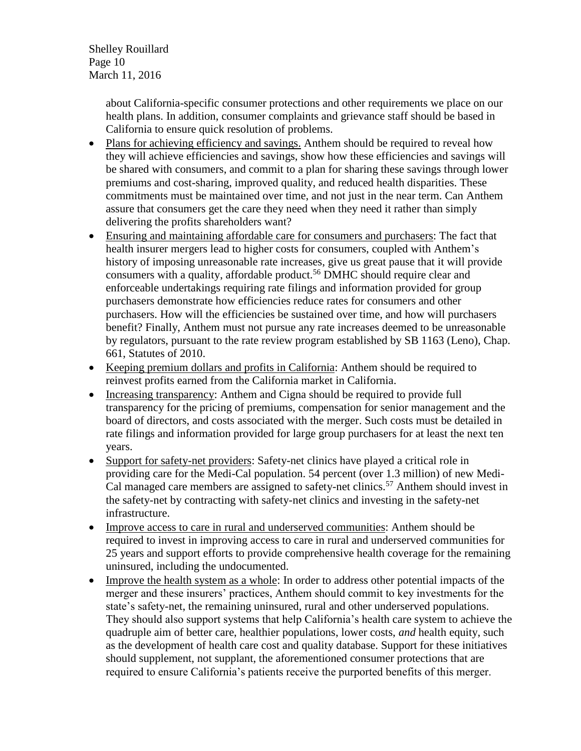about California-specific consumer protections and other requirements we place on our health plans. In addition, consumer complaints and grievance staff should be based in California to ensure quick resolution of problems.

- Plans for achieving efficiency and savings. Anthem should be required to reveal how they will achieve efficiencies and savings, show how these efficiencies and savings will be shared with consumers, and commit to a plan for sharing these savings through lower premiums and cost-sharing, improved quality, and reduced health disparities. These commitments must be maintained over time, and not just in the near term. Can Anthem assure that consumers get the care they need when they need it rather than simply delivering the profits shareholders want?
- Ensuring and maintaining affordable care for consumers and purchasers: The fact that health insurer mergers lead to higher costs for consumers, coupled with Anthem's history of imposing unreasonable rate increases, give us great pause that it will provide consumers with a quality, affordable product.[56] DMHC should require clear and enforceable undertakings requiring rate filings and information provided for group purchasers demonstrate how efficiencies reduce rates for consumers and other purchasers. How will the efficiencies be sustained over time, and how will purchasers benefit? Finally, Anthem must not pursue any rate increases deemed to be unreasonable by regulators, pursuant to the rate review program established by SB 1163 (Leno), Chap. 661, Statutes of 2010.
- Keeping premium dollars and profits in California: Anthem should be required to reinvest profits earned from the California market in California.
- Increasing transparency: Anthem and Cigna should be required to provide full transparency for the pricing of premiums, compensation for senior management and the board of directors, and costs associated with the merger. Such costs must be detailed in rate filings and information provided for large group purchasers for at least the next ten years.
- Support for safety-net providers: Safety-net clinics have played a critical role in providing care for the Medi-Cal population. 54 percent (over 1.3 million) of new Medi-Cal managed care members are assigned to safety-net clinics.[57] Anthem should invest in the safety-net by contracting with safety-net clinics and investing in the safety-net infrastructure.
- Improve access to care in rural and underserved communities: Anthem should be required to invest in improving access to care in rural and underserved communities for 25 years and support efforts to provide comprehensive health coverage for the remaining uninsured, including the undocumented.
- Improve the health system as a whole: In order to address other potential impacts of the merger and these insurers' practices, Anthem should commit to key investments for the state's safety-net, the remaining uninsured, rural and other underserved populations. They should also support systems that help California's health care system to achieve the quadruple aim of better care, healthier populations, lower costs, *and* health equity, such as the development of health care cost and quality database. Support for these initiatives should supplement, not supplant, the aforementioned consumer protections that are required to ensure California's patients receive the purported benefits of this merger.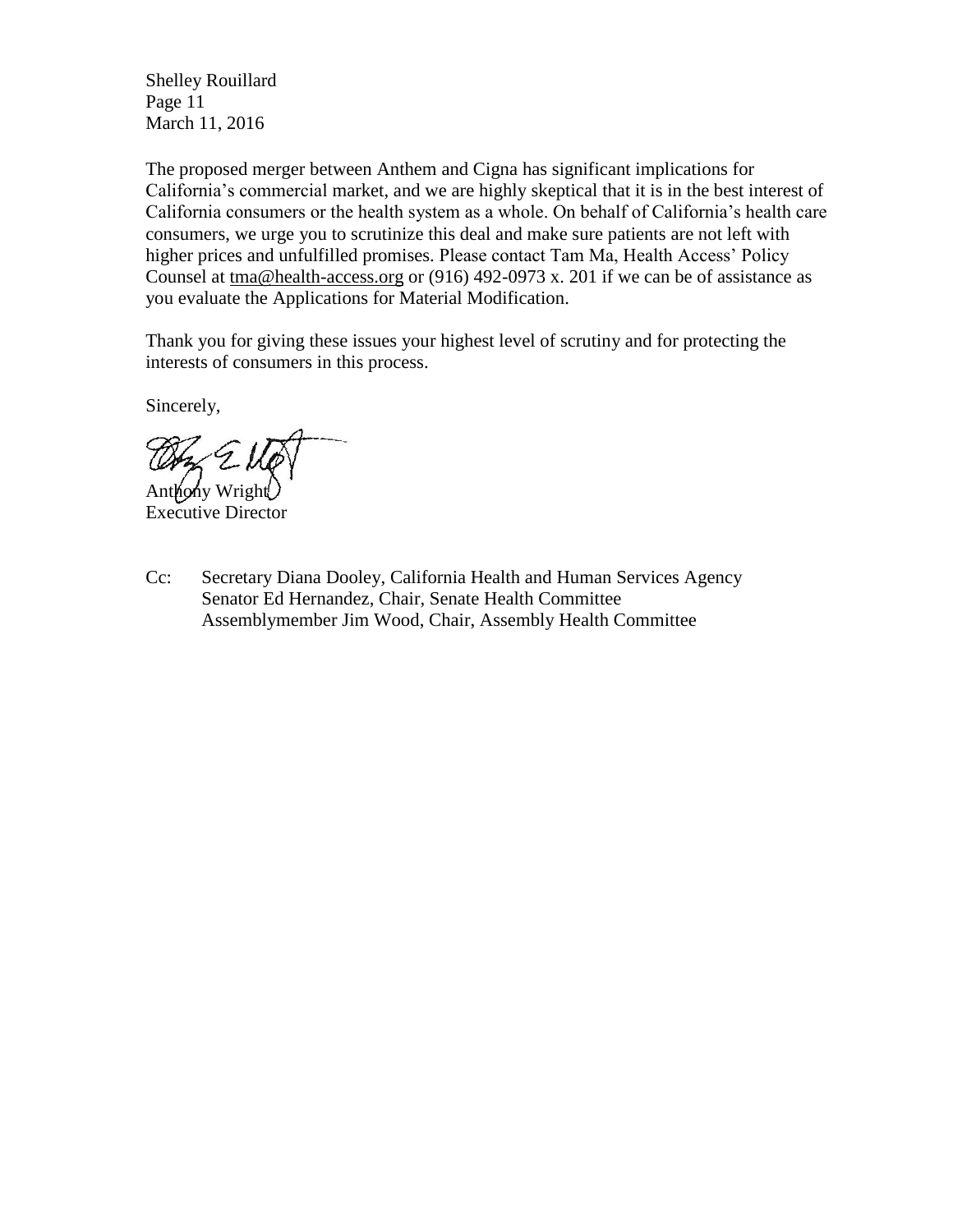Shelley Rouillard
Page 11
March 11, 2016

The proposed merger between Anthem and Cigna has significant implications for California's commercial market, and we are highly skeptical that it is in the best interest of California consumers or the health system as a whole. On behalf of California's health care consumers, we urge you to scrutinize this deal and make sure patients are not left with higher prices and unfulfilled promises. Please contact Tam Ma, Health Access' Policy Counsel at tma@health-access.org or (916) 492-0973 x. 201 if we can be of assistance as you evaluate the Applications for Material Modification.

Thank you for giving these issues your highest level of scrutiny and for protecting the interests of consumers in this process.

Sincerely,

Anthony Wright
Executive Director

Cc: Secretary Diana Dooley, California Health and Human Services Agency
Senator Ed Hernandez, Chair, Senate Health Committee
Assemblymember Jim Wood, Chair, Assembly Health Committee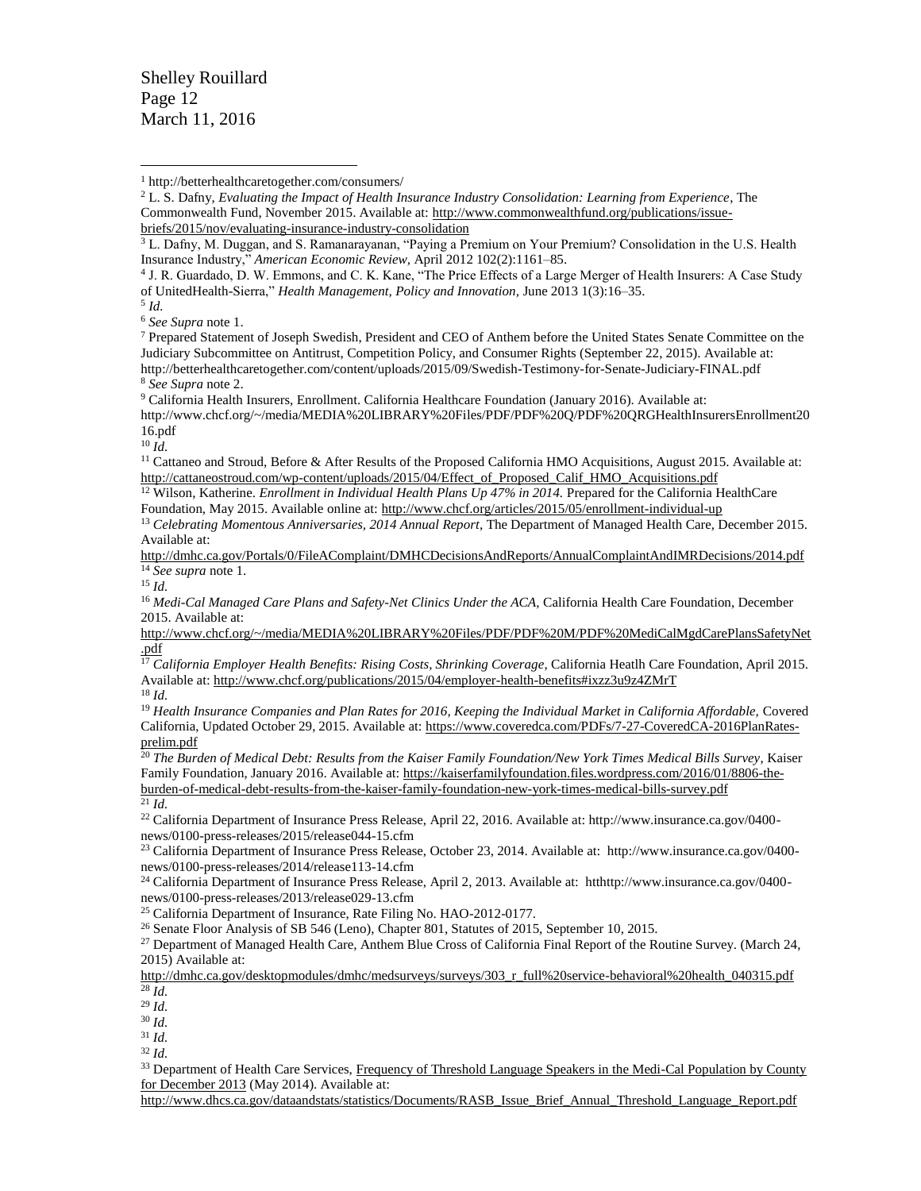[1] http://betterhealthcaretogether.com/consumers/

[2] L. S. Dafny, *Evaluating the Impact of Health Insurance Industry Consolidation: Learning from Experience*, The Commonwealth Fund, November 2015. Available at: http://www.commonwealthfund.org/publications/issue-briefs/2015/nov/evaluating-insurance-industry-consolidation

[3] L. Dafny, M. Duggan, and S. Ramanarayanan, "Paying a Premium on Your Premium? Consolidation in the U.S. Health Insurance Industry," *American Economic Review*, April 2012 102(2):1161–85.

[4] J. R. Guardado, D. W. Emmons, and C. K. Kane, "The Price Effects of a Large Merger of Health Insurers: A Case Study of UnitedHealth-Sierra," *Health Management, Policy and Innovation*, June 2013 1(3):16–35.

[5] *Id.*

[6] *See Supra* note 1.

[7] Prepared Statement of Joseph Swedish, President and CEO of Anthem before the United States Senate Committee on the Judiciary Subcommittee on Antitrust, Competition Policy, and Consumer Rights (September 22, 2015). Available at: http://betterhealthcaretogether.com/content/uploads/2015/09/Swedish-Testimony-for-Senate-Judiciary-FINAL.pdf

[8] *See Supra* note 2.

[9] California Health Insurers, Enrollment. California Healthcare Foundation (January 2016). Available at: http://www.chcf.org/~/media/MEDIA%20LIBRARY%20Files/PDF/PDF%20Q/PDF%20QRGHealthInsurersEnrollment2016.pdf

[10] *Id.*

[11] Cattaneo and Stroud, Before & After Results of the Proposed California HMO Acquisitions, August 2015. Available at: http://cattaneostroud.com/wp-content/uploads/2015/04/Effect_of_Proposed_Calif_HMO_Acquisitions.pdf

[12] Wilson, Katherine. *Enrollment in Individual Health Plans Up 47% in 2014.* Prepared for the California HealthCare Foundation, May 2015. Available online at: http://www.chcf.org/articles/2015/05/enrollment-individual-up

[13] *Celebrating Momentous Anniversaries, 2014 Annual Report*, The Department of Managed Health Care, December 2015. Available at: http://dmhc.ca.gov/Portals/0/FileAComplaint/DMHCDecisionsAndReports/AnnualComplaintAndIMRDecisions/2014.pdf

[14] *See supra* note 1.

[15] *Id.*

[16] *Medi-Cal Managed Care Plans and Safety-Net Clinics Under the ACA*, California Health Care Foundation, December 2015. Available at: http://www.chcf.org/~/media/MEDIA%20LIBRARY%20Files/PDF/PDF%20M/PDF%20MediCalMgdCarePlansSafetyNet.pdf

[17] *California Employer Health Benefits: Rising Costs, Shrinking Coverage*, California Heatlh Care Foundation, April 2015. Available at: http://www.chcf.org/publications/2015/04/employer-health-benefits#ixzz3u9z4ZMrT

[18] *Id.*

[19] *Health Insurance Companies and Plan Rates for 2016, Keeping the Individual Market in California Affordable*, Covered California, Updated October 29, 2015. Available at: https://www.coveredca.com/PDFs/7-27-CoveredCA-2016PlanRates-prelim.pdf

[20] *The Burden of Medical Debt: Results from the Kaiser Family Foundation/New York Times Medical Bills Survey*, Kaiser Family Foundation, January 2016. Available at: https://kaiserfamilyfoundation.files.wordpress.com/2016/01/8806-the-burden-of-medical-debt-results-from-the-kaiser-family-foundation-new-york-times-medical-bills-survey.pdf

[21] *Id.*

[22] California Department of Insurance Press Release, April 22, 2016. Available at: http://www.insurance.ca.gov/0400-news/0100-press-releases/2015/release044-15.cfm

[23] California Department of Insurance Press Release, October 23, 2014. Available at: http://www.insurance.ca.gov/0400-news/0100-press-releases/2014/release113-14.cfm

[24] California Department of Insurance Press Release, April 2, 2013. Available at: hthttp://www.insurance.ca.gov/0400-news/0100-press-releases/2013/release029-13.cfm

[25] California Department of Insurance, Rate Filing No. HAO-2012-0177.

[26] Senate Floor Analysis of SB 546 (Leno), Chapter 801, Statutes of 2015, September 10, 2015.

[27] Department of Managed Health Care, Anthem Blue Cross of California Final Report of the Routine Survey. (March 24, 2015) Available at: http://dmhc.ca.gov/desktopmodules/dmhc/medsurveys/surveys/303_r_full%20service-behavioral%20health_040315.pdf

[28] *Id.*

[29] *Id.*

[30] *Id.*

[31] *Id.*

[32] *Id.*

[33] Department of Health Care Services, Frequency of Threshold Language Speakers in the Medi-Cal Population by County for December 2013 (May 2014). Available at: http://www.dhcs.ca.gov/dataandstats/statistics/Documents/RASB_Issue_Brief_Annual_Threshold_Language_Report.pdf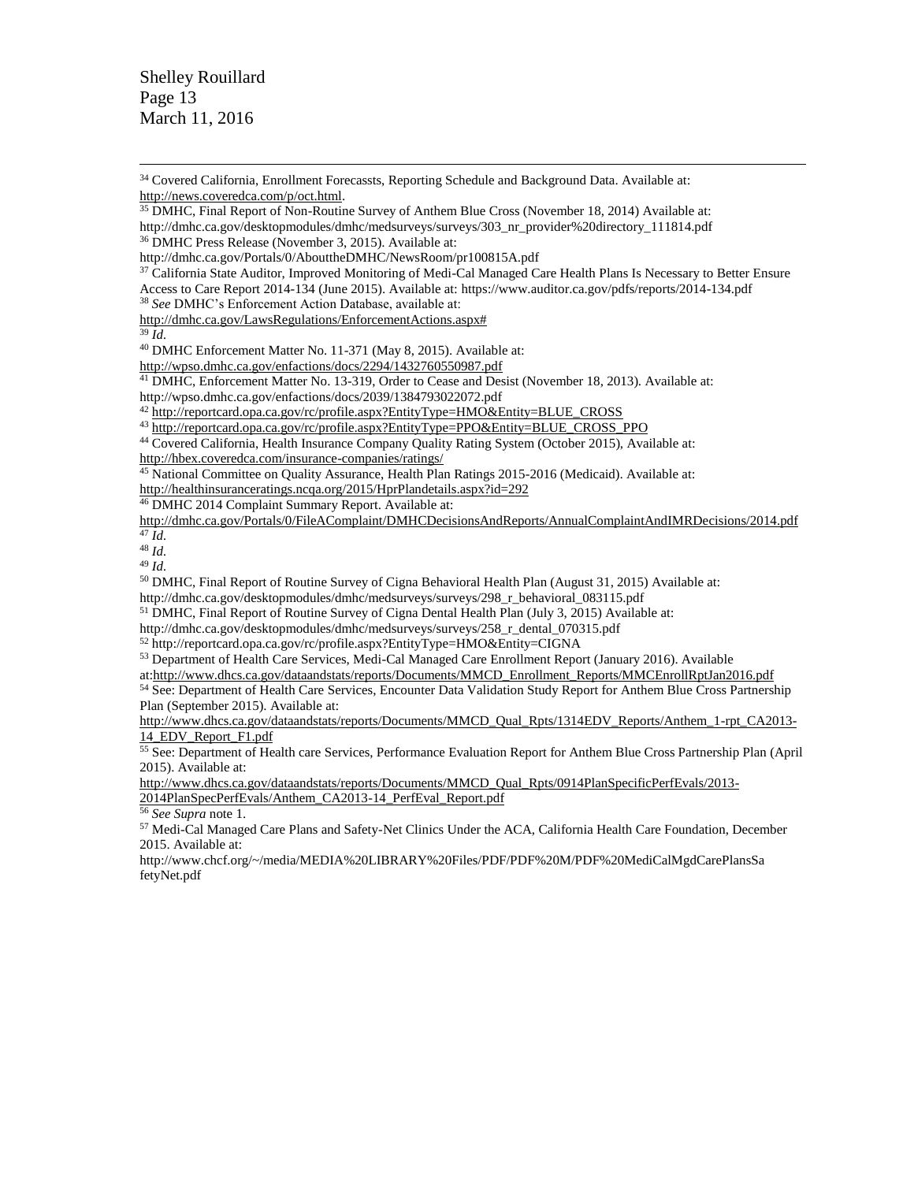[34] Covered California, Enrollment Forecassts, Reporting Schedule and Background Data. Available at: http://news.coveredca.com/p/oct.html.

[35] DMHC, Final Report of Non-Routine Survey of Anthem Blue Cross (November 18, 2014) Available at: http://dmhc.ca.gov/desktopmodules/dmhc/medsurveys/surveys/303_nr_provider%20directory_111814.pdf

[36] DMHC Press Release (November 3, 2015). Available at: http://dmhc.ca.gov/Portals/0/AbouttheDMHC/NewsRoom/pr100815A.pdf

[37] California State Auditor, Improved Monitoring of Medi-Cal Managed Care Health Plans Is Necessary to Better Ensure Access to Care Report 2014-134 (June 2015). Available at: https://www.auditor.ca.gov/pdfs/reports/2014-134.pdf

[38] *See* DMHC's Enforcement Action Database, available at: http://dmhc.ca.gov/LawsRegulations/EnforcementActions.aspx#

[39] *Id.*

[40] DMHC Enforcement Matter No. 11-371 (May 8, 2015). Available at: http://wpso.dmhc.ca.gov/enfactions/docs/2294/1432760550987.pdf

[41] DMHC, Enforcement Matter No. 13-319, Order to Cease and Desist (November 18, 2013). Available at: http://wpso.dmhc.ca.gov/enfactions/docs/2039/1384793022072.pdf

[42] http://reportcard.opa.ca.gov/rc/profile.aspx?EntityType=HMO&Entity=BLUE_CROSS

[43] http://reportcard.opa.ca.gov/rc/profile.aspx?EntityType=PPO&Entity=BLUE_CROSS_PPO

[44] Covered California, Health Insurance Company Quality Rating System (October 2015), Available at: http://hbex.coveredca.com/insurance-companies/ratings/

[45] National Committee on Quality Assurance, Health Plan Ratings 2015-2016 (Medicaid). Available at: http://healthinsuranceratings.ncqa.org/2015/HprPlandetails.aspx?id=292

[46] DMHC 2014 Complaint Summary Report. Available at: http://dmhc.ca.gov/Portals/0/FileAComplaint/DMHCDecisionsAndReports/AnnualComplaintAndIMRDecisions/2014.pdf

[47] *Id.*

[48] *Id.*

[49] *Id.*

[50] DMHC, Final Report of Routine Survey of Cigna Behavioral Health Plan (August 31, 2015) Available at: http://dmhc.ca.gov/desktopmodules/dmhc/medsurveys/surveys/298_r_behavioral_083115.pdf

[51] DMHC, Final Report of Routine Survey of Cigna Dental Health Plan (July 3, 2015) Available at: http://dmhc.ca.gov/desktopmodules/dmhc/medsurveys/surveys/258_r_dental_070315.pdf

[52] http://reportcard.opa.ca.gov/rc/profile.aspx?EntityType=HMO&Entity=CIGNA

[53] Department of Health Care Services, Medi-Cal Managed Care Enrollment Report (January 2016). Available at:http://www.dhcs.ca.gov/dataandstats/reports/Documents/MMCD_Enrollment_Reports/MMCEnrollRptJan2016.pdf

[54] See: Department of Health Care Services, Encounter Data Validation Study Report for Anthem Blue Cross Partnership Plan (September 2015). Available at: http://www.dhcs.ca.gov/dataandstats/reports/Documents/MMCD_Qual_Rpts/1314EDV_Reports/Anthem_1-rpt_CA2013-14_EDV_Report_F1.pdf

[55] See: Department of Health care Services, Performance Evaluation Report for Anthem Blue Cross Partnership Plan (April 2015). Available at: http://www.dhcs.ca.gov/dataandstats/reports/Documents/MMCD_Qual_Rpts/0914PlanSpecificPerfEvals/2013-2014PlanSpecPerfEvals/Anthem_CA2013-14_PerfEval_Report.pdf

[56] *See Supra* note 1.

[57] Medi-Cal Managed Care Plans and Safety-Net Clinics Under the ACA, California Health Care Foundation, December 2015. Available at: http://www.chcf.org/~/media/MEDIA%20LIBRARY%20Files/PDF/PDF%20M/PDF%20MediCalMgdCarePlansSafetyNet.pdf